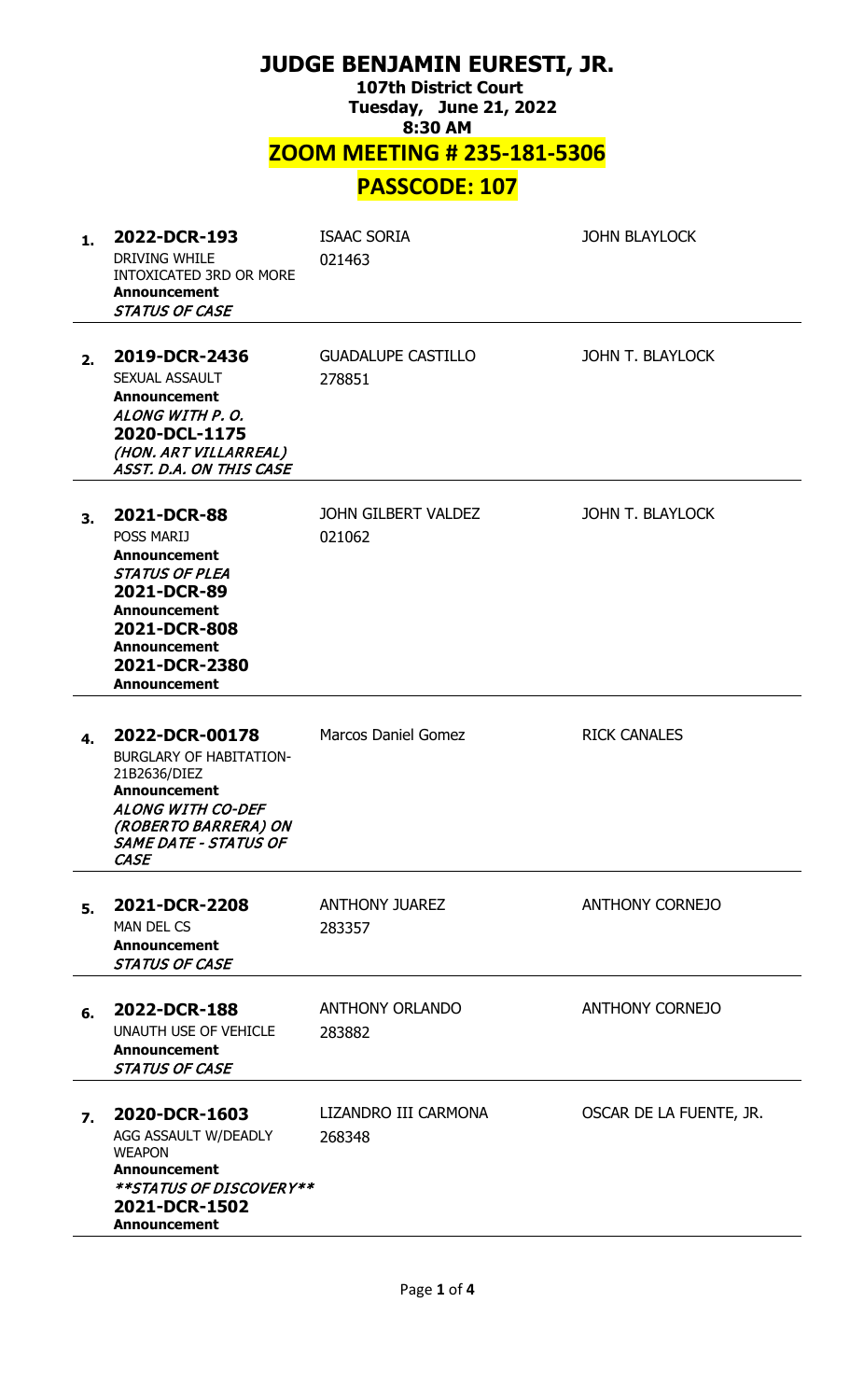# JUDGE BENJAMIN EURESTI, JR.

**107th District Court**
**Tuesday, June 21, 2022**
**8:30 AM**

## ZOOM MEETING # 235-181-5306

## PASSCODE: 107

| # | Case | Defendant | Attorney |
|---|---|---|---|
| 1. | **2022-DCR-193**<br>DRIVING WHILE INTOXICATED 3RD OR MORE<br>**Announcement**<br>***STATUS OF CASE*** | ISAAC SORIA<br>021463 | JOHN BLAYLOCK |
| 2. | **2019-DCR-2436**<br>SEXUAL ASSAULT<br>**Announcement**<br>***ALONG WITH P. O.***<br>**2020-DCL-1175**<br>***(HON. ART VILLARREAL) ASST. D.A. ON THIS CASE*** | GUADALUPE CASTILLO<br>278851 | JOHN T. BLAYLOCK |
| 3. | **2021-DCR-88**<br>POSS MARIJ<br>**Announcement**<br>***STATUS OF PLEA***<br>**2021-DCR-89**<br>**Announcement**<br>**2021-DCR-808**<br>**Announcement**<br>**2021-DCR-2380**<br>**Announcement** | JOHN GILBERT VALDEZ<br>021062 | JOHN T. BLAYLOCK |
| 4. | **2022-DCR-00178**<br>BURGLARY OF HABITATION-21B2636/DIEZ<br>**Announcement**<br>***ALONG WITH CO-DEF (ROBERTO BARRERA) ON SAME DATE - STATUS OF CASE*** | Marcos Daniel Gomez | RICK CANALES |
| 5. | **2021-DCR-2208**<br>MAN DEL CS<br>**Announcement**<br>***STATUS OF CASE*** | ANTHONY JUAREZ<br>283357 | ANTHONY CORNEJO |
| 6. | **2022-DCR-188**<br>UNAUTH USE OF VEHICLE<br>**Announcement**<br>***STATUS OF CASE*** | ANTHONY ORLANDO<br>283882 | ANTHONY CORNEJO |
| 7. | **2020-DCR-1603**<br>AGG ASSAULT W/DEADLY WEAPON<br>**Announcement**<br>***\*\*STATUS OF DISCOVERY\*\****<br>**2021-DCR-1502**<br>**Announcement** | LIZANDRO III CARMONA<br>268348 | OSCAR DE LA FUENTE, JR. |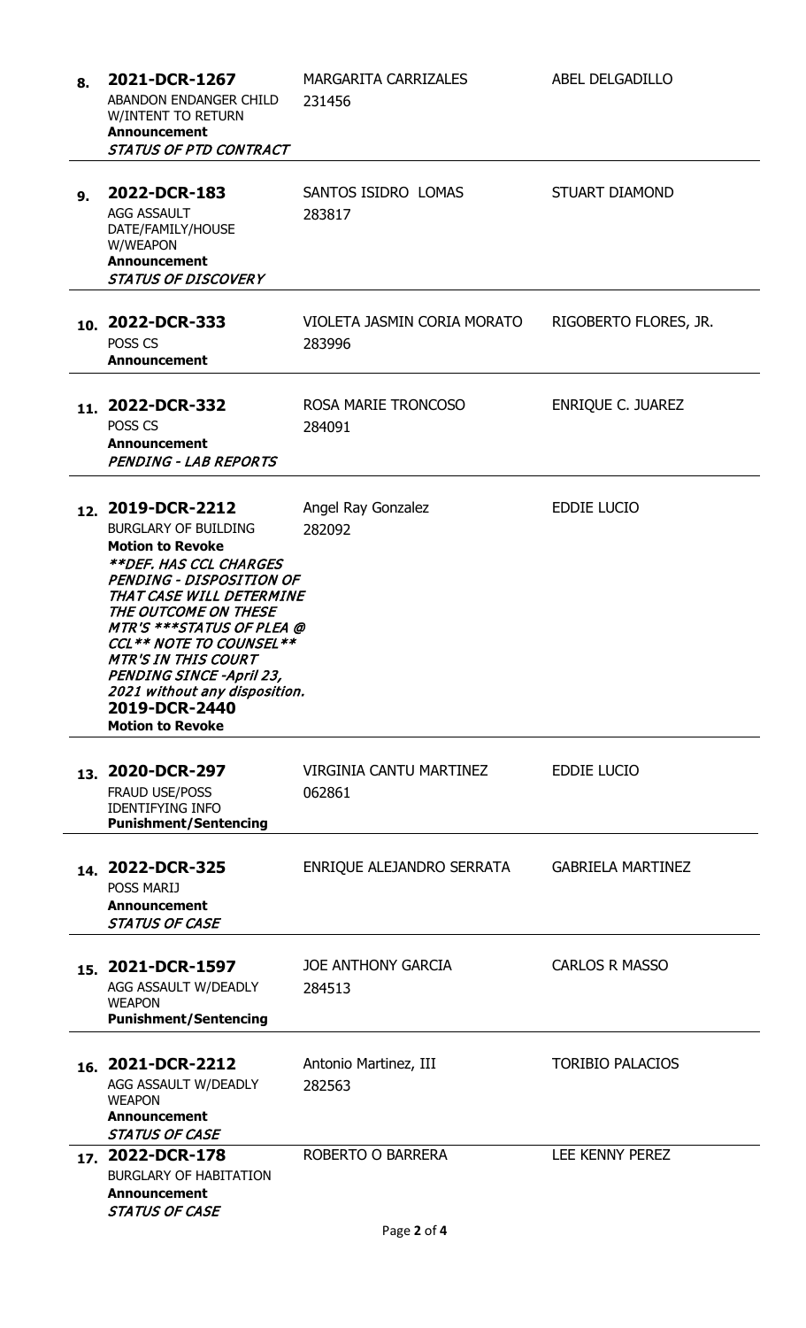| No. | Case | Defendant | Attorney |
|---|---|---|---|
| 8. | **2021-DCR-1267**<br>ABANDON ENDANGER CHILD W/INTENT TO RETURN<br>**Announcement**<br>***STATUS OF PTD CONTRACT*** | MARGARITA CARRIZALES<br>231456 | ABEL DELGADILLO |
| 9. | **2022-DCR-183**<br>AGG ASSAULT DATE/FAMILY/HOUSE W/WEAPON<br>**Announcement**<br>***STATUS OF DISCOVERY*** | SANTOS ISIDRO LOMAS<br>283817 | STUART DIAMOND |
| 10. | **2022-DCR-333**<br>POSS CS<br>**Announcement** | VIOLETA JASMIN CORIA MORATO<br>283996 | RIGOBERTO FLORES, JR. |
| 11. | **2022-DCR-332**<br>POSS CS<br>**Announcement**<br>***PENDING - LAB REPORTS*** | ROSA MARIE TRONCOSO<br>284091 | ENRIQUE C. JUAREZ |
| 12. | **2019-DCR-2212**<br>BURGLARY OF BUILDING<br>**Motion to Revoke**<br>***\*\*DEF. HAS CCL CHARGES PENDING - DISPOSITION OF THAT CASE WILL DETERMINE THE OUTCOME ON THESE MTR'S \*\*\*STATUS OF PLEA @ CCL\*\* NOTE TO COUNSEL\*\* MTR'S IN THIS COURT PENDING SINCE -April 23, 2021 without any disposition.***<br>**2019-DCR-2440**<br>**Motion to Revoke** | Angel Ray Gonzalez<br>282092 | EDDIE LUCIO |
| 13. | **2020-DCR-297**<br>FRAUD USE/POSS IDENTIFYING INFO<br>**Punishment/Sentencing** | VIRGINIA CANTU MARTINEZ<br>062861 | EDDIE LUCIO |
| 14. | **2022-DCR-325**<br>POSS MARIJ<br>**Announcement**<br>***STATUS OF CASE*** | ENRIQUE ALEJANDRO SERRATA | GABRIELA MARTINEZ |
| 15. | **2021-DCR-1597**<br>AGG ASSAULT W/DEADLY WEAPON<br>**Punishment/Sentencing** | JOE ANTHONY GARCIA<br>284513 | CARLOS R MASSO |
| 16. | **2021-DCR-2212**<br>AGG ASSAULT W/DEADLY WEAPON<br>**Announcement**<br>***STATUS OF CASE*** | Antonio Martinez, III<br>282563 | TORIBIO PALACIOS |
| 17. | **2022-DCR-178**<br>BURGLARY OF HABITATION<br>**Announcement**<br>***STATUS OF CASE*** | ROBERTO O BARRERA | LEE KENNY PEREZ |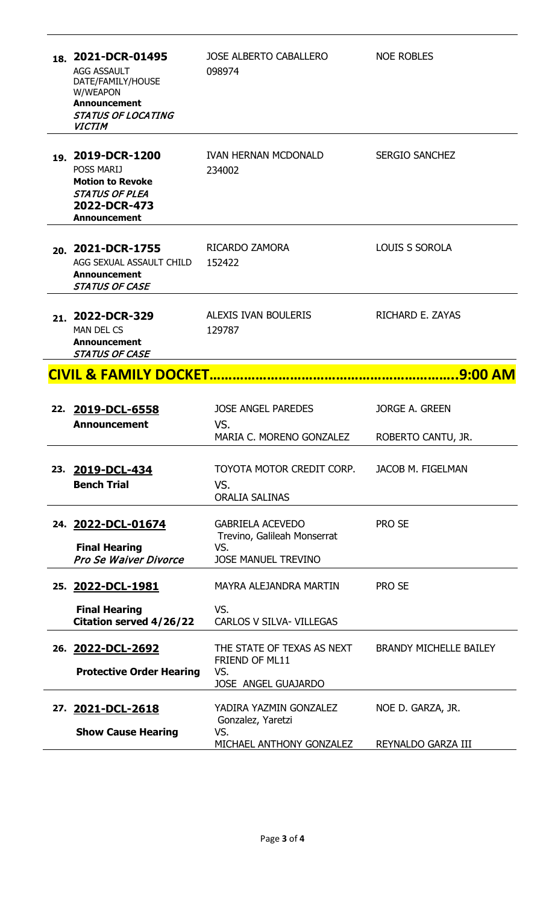| No. | Case | Defendant / Parties | Attorney |
|---|---|---|---|
| 18. | **2021-DCR-01495**<br>AGG ASSAULT DATE/FAMILY/HOUSE W/WEAPON<br>**Announcement**<br>***STATUS OF LOCATING VICTIM*** | JOSE ALBERTO CABALLERO<br>098974 | NOE ROBLES |
| 19. | **2019-DCR-1200**<br>POSS MARIJ<br>**Motion to Revoke**<br>***STATUS OF PLEA***<br>**2022-DCR-473**<br>**Announcement** | IVAN HERNAN MCDONALD<br>234002 | SERGIO SANCHEZ |
| 20. | **2021-DCR-1755**<br>AGG SEXUAL ASSAULT CHILD<br>**Announcement**<br>***STATUS OF CASE*** | RICARDO ZAMORA<br>152422 | LOUIS S SOROLA |
| 21. | **2022-DCR-329**<br>MAN DEL CS<br>**Announcement**<br>***STATUS OF CASE*** | ALEXIS IVAN BOULERIS<br>129787 | RICHARD E. ZAYAS |

## CIVIL & FAMILY DOCKET……………………………………………………….9:00 AM

| No. | Case | Parties | Attorney |
|---|---|---|---|
| 22. | **2019-DCL-6558**<br>**Announcement** | JOSE ANGEL PAREDES<br>VS.<br>MARIA C. MORENO GONZALEZ | JORGE A. GREEN<br><br>ROBERTO CANTU, JR. |
| 23. | **2019-DCL-434**<br>**Bench Trial** | TOYOTA MOTOR CREDIT CORP.<br>VS.<br>ORALIA SALINAS | JACOB M. FIGELMAN |
| 24. | **2022-DCL-01674**<br>**Final Hearing**<br>***Pro Se Waiver Divorce*** | GABRIELA ACEVEDO<br>Trevino, Galileah Monserrat<br>VS.<br>JOSE MANUEL TREVINO | PRO SE |
| 25. | **2022-DCL-1981**<br>**Final Hearing**<br>**Citation served 4/26/22** | MAYRA ALEJANDRA MARTIN<br>VS.<br>CARLOS V SILVA- VILLEGAS | PRO SE |
| 26. | **2022-DCL-2692**<br>**Protective Order Hearing** | THE STATE OF TEXAS AS NEXT FRIEND OF ML11<br>VS.<br>JOSE ANGEL GUAJARDO | BRANDY MICHELLE BAILEY |
| 27. | **2021-DCL-2618**<br>**Show Cause Hearing** | YADIRA YAZMIN GONZALEZ<br>Gonzalez, Yaretzi<br>VS.<br>MICHAEL ANTHONY GONZALEZ | NOE D. GARZA, JR.<br><br>REYNALDO GARZA III |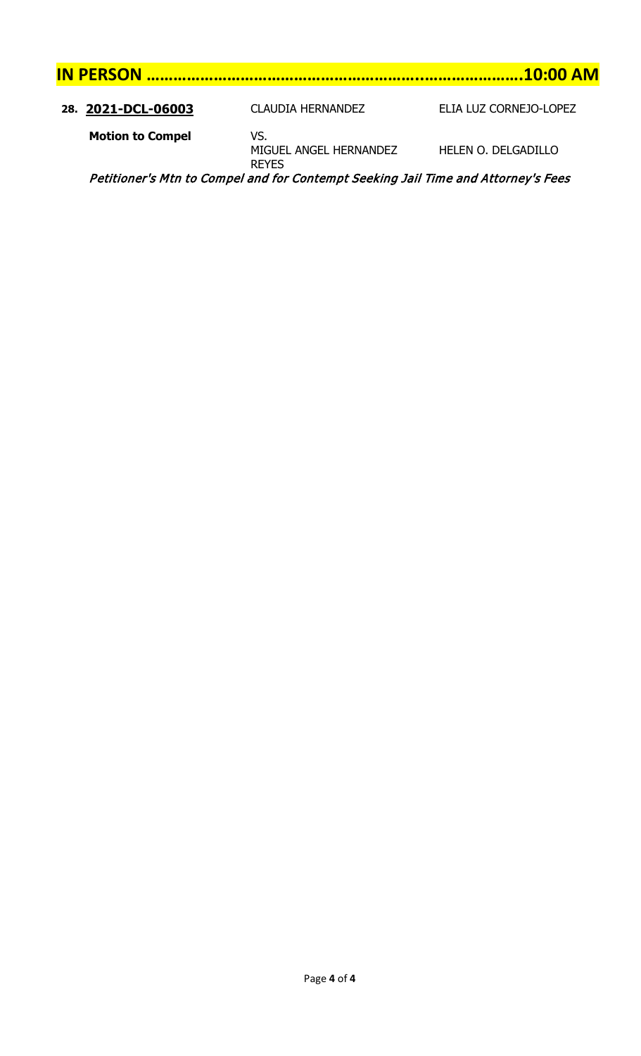## IN PERSON …………………………………………………………..………………….10:00 AM

| | | | |
|---|---|---|---|
| 28. | **2021-DCL-06003** | CLAUDIA HERNANDEZ | ELIA LUZ CORNEJO-LOPEZ |
| | **Motion to Compel** | VS. MIGUEL ANGEL HERNANDEZ REYES | HELEN O. DELGADILLO |

*Petitioner's Mtn to Compel and for Contempt Seeking Jail Time and Attorney's Fees*